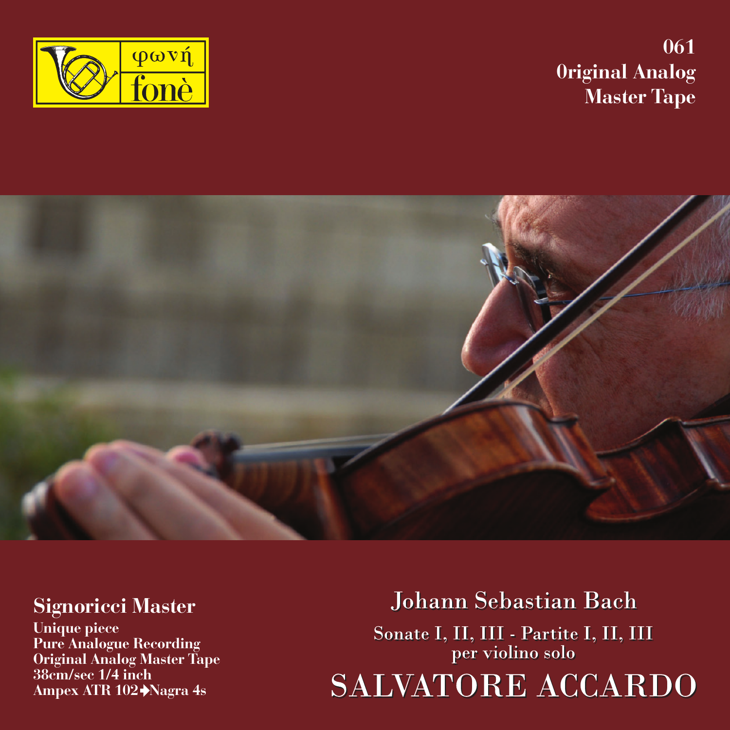φωνή
fonè

061
Original Analog
Master Tape

**Signoricci Master**
**Unique piece**
**Pure Analogue Recording**
**Original Analog Master Tape**
**38cm/sec 1/4 inch**
**Ampex ATR 102➔Nagra 4s**

## Johann Sebastian Bach

Sonate I, II, III - Partite I, II, III
per violino solo

# SALVATORE ACCARDO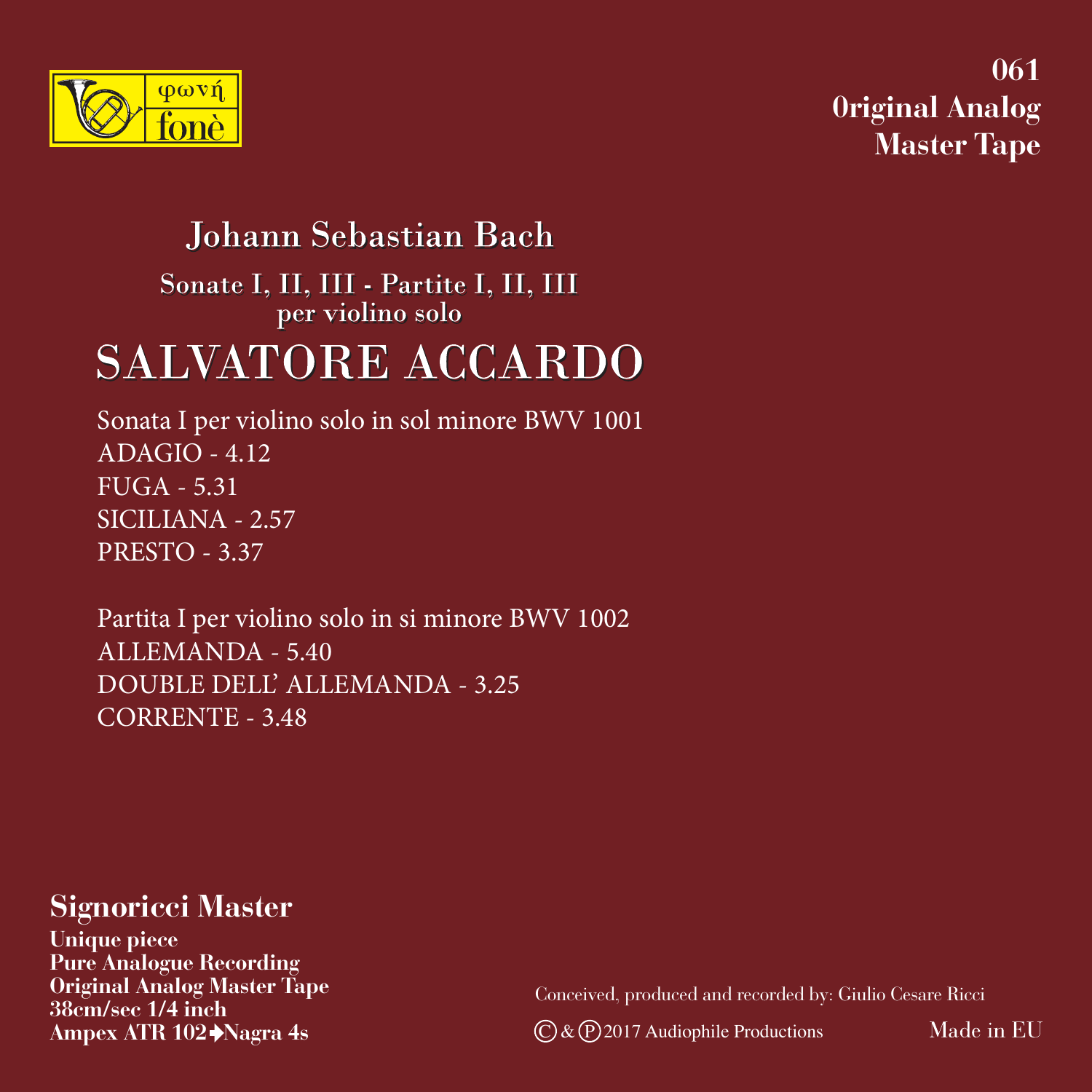φωνή
fonè

**061**
**0riginal Analog**
**Master Tape**

## Johann Sebastian Bach

### Sonate I, II, III - Partite I, II, III
### per violino solo

# SALVATORE ACCARDO

Sonata I per violino solo in sol minore BWV 1001
ADAGIO - 4.12
FUGA - 5.31
SICILIANA - 2.57
PRESTO - 3.37

Partita I per violino solo in si minore BWV 1002
ALLEMANDA - 5.40
DOUBLE DELL' ALLEMANDA - 3.25
CORRENTE - 3.48

## Signoricci Master

**Unique piece**
**Pure Analogue Recording**
**Original Analog Master Tape**
**38cm/sec 1/4 inch**
**Ampex ATR 102➔Nagra 4s**

Conceived, produced and recorded by: Giulio Cesare Ricci

Ⓒ & Ⓟ 2017 Audiophile Productions

Made in EU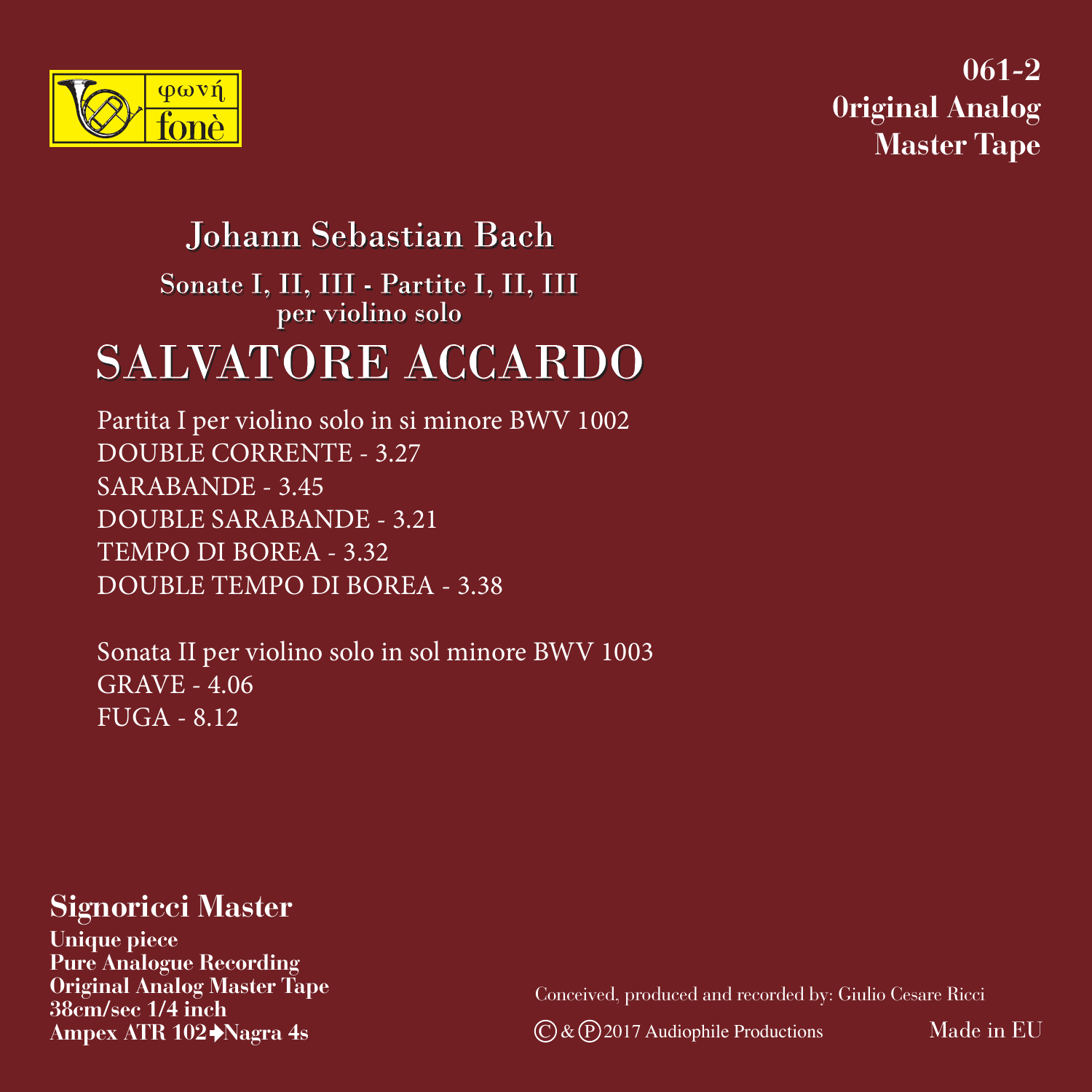φωνή
fonè

**061-2**
**0riginal Analog**
**Master Tape**

## Johann Sebastian Bach

### Sonate I, II, III - Partite I, II, III
### per violino solo

# SALVATORE ACCARDO

Partita I per violino solo in si minore BWV 1002
DOUBLE CORRENTE - 3.27
SARABANDE - 3.45
DOUBLE SARABANDE - 3.21
TEMPO DI BOREA - 3.32
DOUBLE TEMPO DI BOREA - 3.38

Sonata II per violino solo in sol minore BWV 1003
GRAVE - 4.06
FUGA - 8.12

## Signoricci Master

**Unique piece**
**Pure Analogue Recording**
**Original Analog Master Tape**
**38cm/sec 1/4 inch**
**Ampex ATR 102➔Nagra 4s**

Conceived, produced and recorded by: Giulio Cesare Ricci

© & ℗ 2017 Audiophile Productions

Made in EU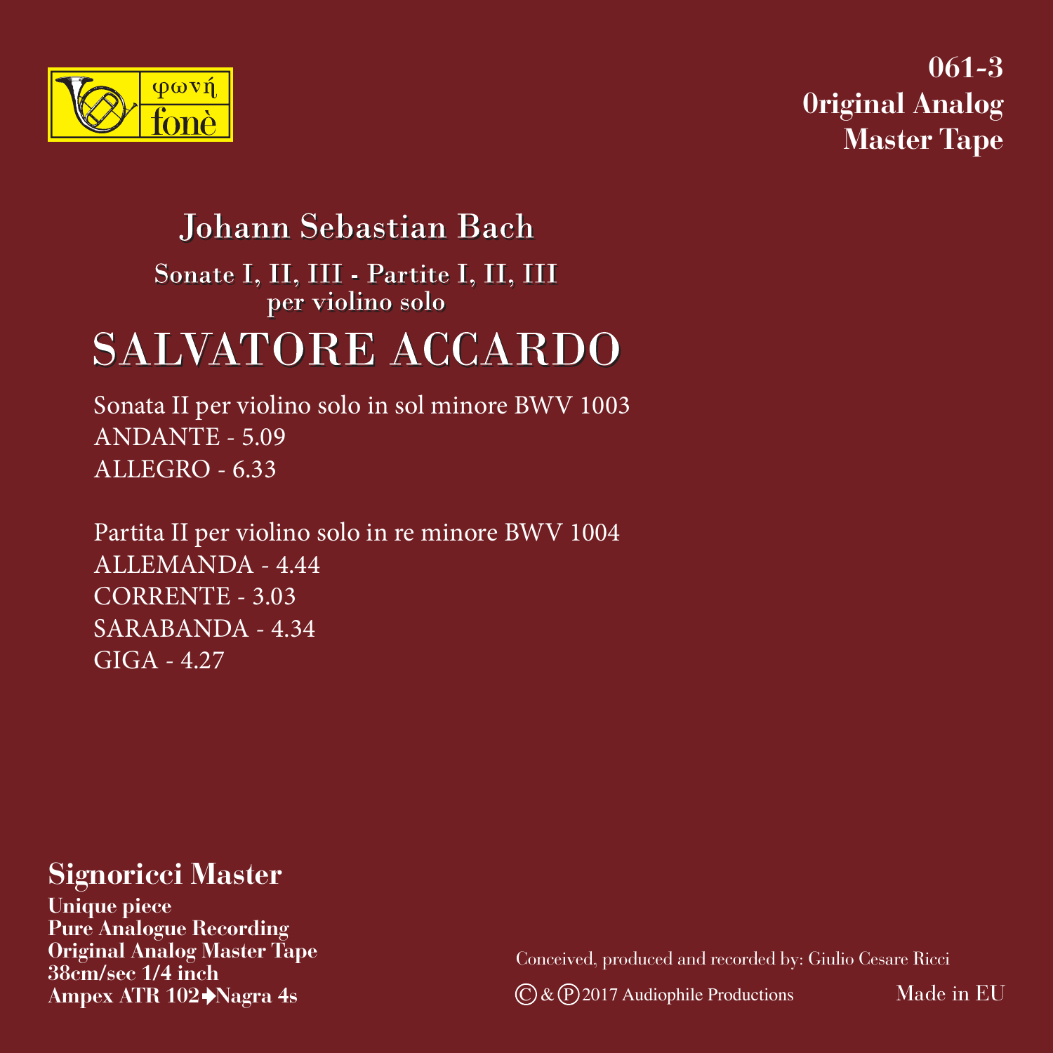φωνή
fonè

**061-3**
**0riginal Analog**
**Master Tape**

## Johann Sebastian Bach

**Sonate I, II, III - Partite I, II, III**
**per violino solo**

# SALVATORE ACCARDO

Sonata II per violino solo in sol minore BWV 1003
ANDANTE - 5.09
ALLEGRO - 6.33

Partita II per violino solo in re minore BWV 1004
ALLEMANDA - 4.44
CORRENTE - 3.03
SARABANDA - 4.34
GIGA - 4.27

### Signoricci Master

**Unique piece**
**Pure Analogue Recording**
**Original Analog Master Tape**
**38cm/sec 1/4 inch**
**Ampex ATR 102➔Nagra 4s**

Conceived, produced and recorded by: Giulio Cesare Ricci

© & ℗ 2017 Audiophile Productions

Made in EU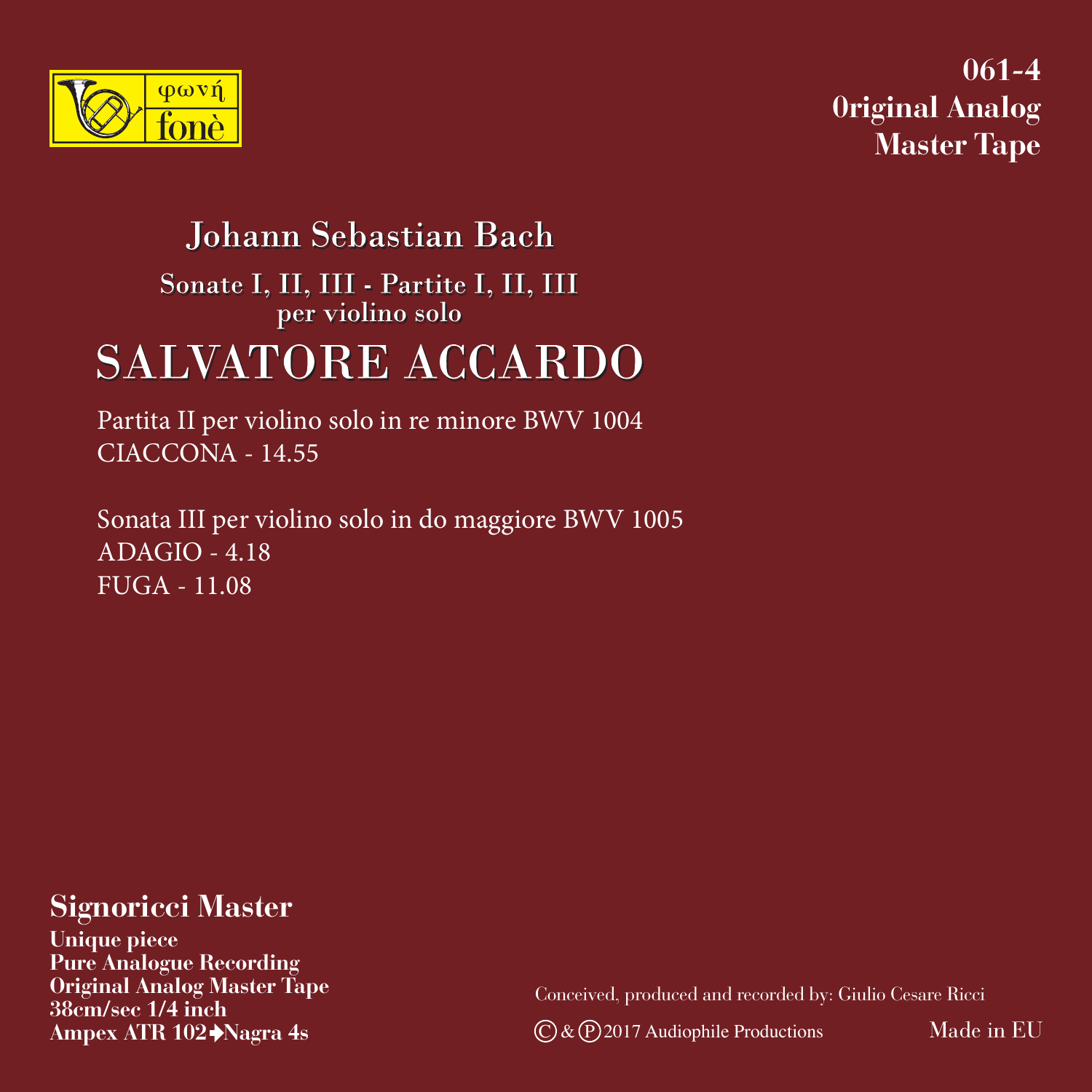φωνή
fonè

**061-4**
**0riginal Analog**
**Master Tape**

# Johann Sebastian Bach

## Sonate I, II, III - Partite I, II, III
## per violino solo

# SALVATORE ACCARDO

Partita II per violino solo in re minore BWV 1004
CIACCONA - 14.55

Sonata III per violino solo in do maggiore BWV 1005
ADAGIO - 4.18
FUGA - 11.08

## Signoricci Master

**Unique piece**
**Pure Analogue Recording**
**Original Analog Master Tape**
**38cm/sec 1/4 inch**
**Ampex ATR 102➔Nagra 4s**

Conceived, produced and recorded by: Giulio Cesare Ricci

Ⓒ & Ⓟ 2017 Audiophile Productions

Made in EU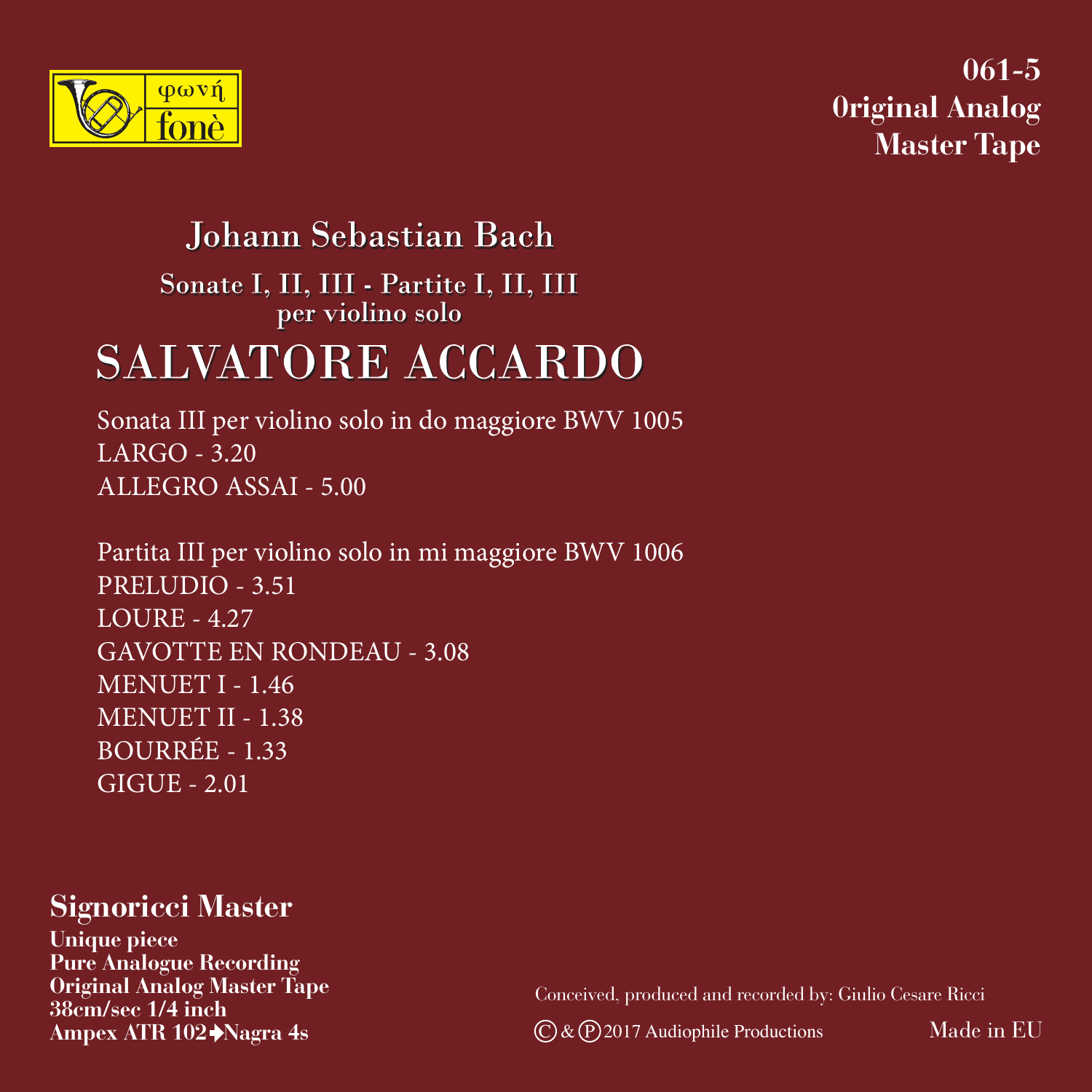φωνή

fonè

**061-5**
**0riginal Analog**
**Master Tape**

# Johann Sebastian Bach

## Sonate I, II, III - Partite I, II, III
## per violino solo

# SALVATORE ACCARDO

Sonata III per violino solo in do maggiore BWV 1005
LARGO - 3.20
ALLEGRO ASSAI - 5.00

Partita III per violino solo in mi maggiore BWV 1006
PRELUDIO - 3.51
LOURE - 4.27
GAVOTTE EN RONDEAU - 3.08
MENUET I - 1.46
MENUET II - 1.38
BOURRÉE - 1.33
GIGUE - 2.01

**Signoricci Master**
**Unique piece**
**Pure Analogue Recording**
**Original Analog Master Tape**
**38cm/sec 1/4 inch**
**Ampex ATR 102➔Nagra 4s**

Conceived, produced and recorded by: Giulio Cesare Ricci

© & ℗ 2017 Audiophile Productions

Made in EU